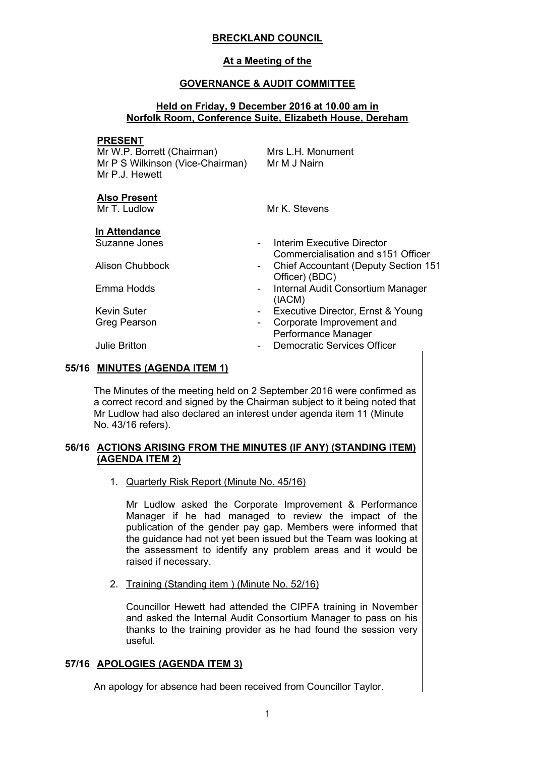# BRECKLAND COUNCIL

## At a Meeting of the

## GOVERNANCE & AUDIT COMMITTEE

### Held on Friday, 9 December 2016 at 10.00 am in Norfolk Room, Conference Suite, Elizabeth House, Dereham

**PRESENT**

Mr W.P. Borrett (Chairman)
Mr P S Wilkinson (Vice-Chairman)
Mr P.J. Hewett
Mrs L.H. Monument
Mr M J Nairn

**Also Present**

Mr T. Ludlow
Mr K. Stevens

**In Attendance**

| | | |
|---|---|---|
| Suzanne Jones | - | Interim Executive Director Commercialisation and s151 Officer |
| Alison Chubbock | - | Chief Accountant (Deputy Section 151 Officer) (BDC) |
| Emma Hodds | - | Internal Audit Consortium Manager (IACM) |
| Kevin Suter | - | Executive Director, Ernst & Young |
| Greg Pearson | - | Corporate Improvement and Performance Manager |
| Julie Britton | - | Democratic Services Officer |

## 55/16 MINUTES (AGENDA ITEM 1)

The Minutes of the meeting held on 2 September 2016 were confirmed as a correct record and signed by the Chairman subject to it being noted that Mr Ludlow had also declared an interest under agenda item 11 (Minute No. 43/16 refers).

## 56/16 ACTIONS ARISING FROM THE MINUTES (IF ANY) (STANDING ITEM) (AGENDA ITEM 2)

1. Quarterly Risk Report (Minute No. 45/16)

   Mr Ludlow asked the Corporate Improvement & Performance Manager if he had managed to review the impact of the publication of the gender pay gap. Members were informed that the guidance had not yet been issued but the Team was looking at the assessment to identify any problem areas and it would be raised if necessary.

2. Training (Standing item ) (Minute No. 52/16)

   Councillor Hewett had attended the CIPFA training in November and asked the Internal Audit Consortium Manager to pass on his thanks to the training provider as he had found the session very useful.

## 57/16 APOLOGIES (AGENDA ITEM 3)

An apology for absence had been received from Councillor Taylor.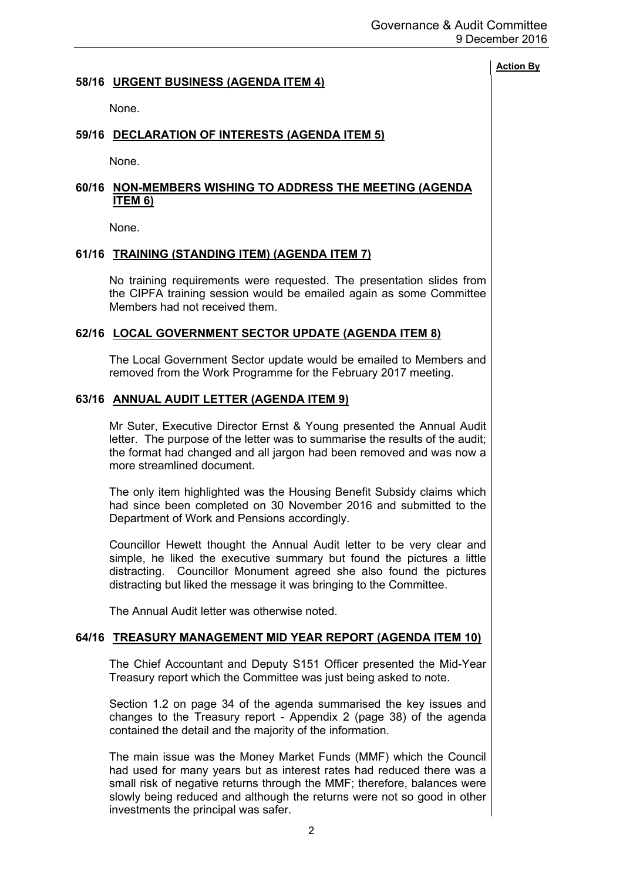**Action By**

## 58/16 URGENT BUSINESS (AGENDA ITEM 4)

None.

## 59/16 DECLARATION OF INTERESTS (AGENDA ITEM 5)

None.

## 60/16 NON-MEMBERS WISHING TO ADDRESS THE MEETING (AGENDA ITEM 6)

None.

## 61/16 TRAINING (STANDING ITEM) (AGENDA ITEM 7)

No training requirements were requested. The presentation slides from the CIPFA training session would be emailed again as some Committee Members had not received them.

## 62/16 LOCAL GOVERNMENT SECTOR UPDATE (AGENDA ITEM 8)

The Local Government Sector update would be emailed to Members and removed from the Work Programme for the February 2017 meeting.

## 63/16 ANNUAL AUDIT LETTER (AGENDA ITEM 9)

Mr Suter, Executive Director Ernst & Young presented the Annual Audit letter. The purpose of the letter was to summarise the results of the audit; the format had changed and all jargon had been removed and was now a more streamlined document.

The only item highlighted was the Housing Benefit Subsidy claims which had since been completed on 30 November 2016 and submitted to the Department of Work and Pensions accordingly.

Councillor Hewett thought the Annual Audit letter to be very clear and simple, he liked the executive summary but found the pictures a little distracting. Councillor Monument agreed she also found the pictures distracting but liked the message it was bringing to the Committee.

The Annual Audit letter was otherwise noted.

## 64/16 TREASURY MANAGEMENT MID YEAR REPORT (AGENDA ITEM 10)

The Chief Accountant and Deputy S151 Officer presented the Mid-Year Treasury report which the Committee was just being asked to note.

Section 1.2 on page 34 of the agenda summarised the key issues and changes to the Treasury report - Appendix 2 (page 38) of the agenda contained the detail and the majority of the information.

The main issue was the Money Market Funds (MMF) which the Council had used for many years but as interest rates had reduced there was a small risk of negative returns through the MMF; therefore, balances were slowly being reduced and although the returns were not so good in other investments the principal was safer.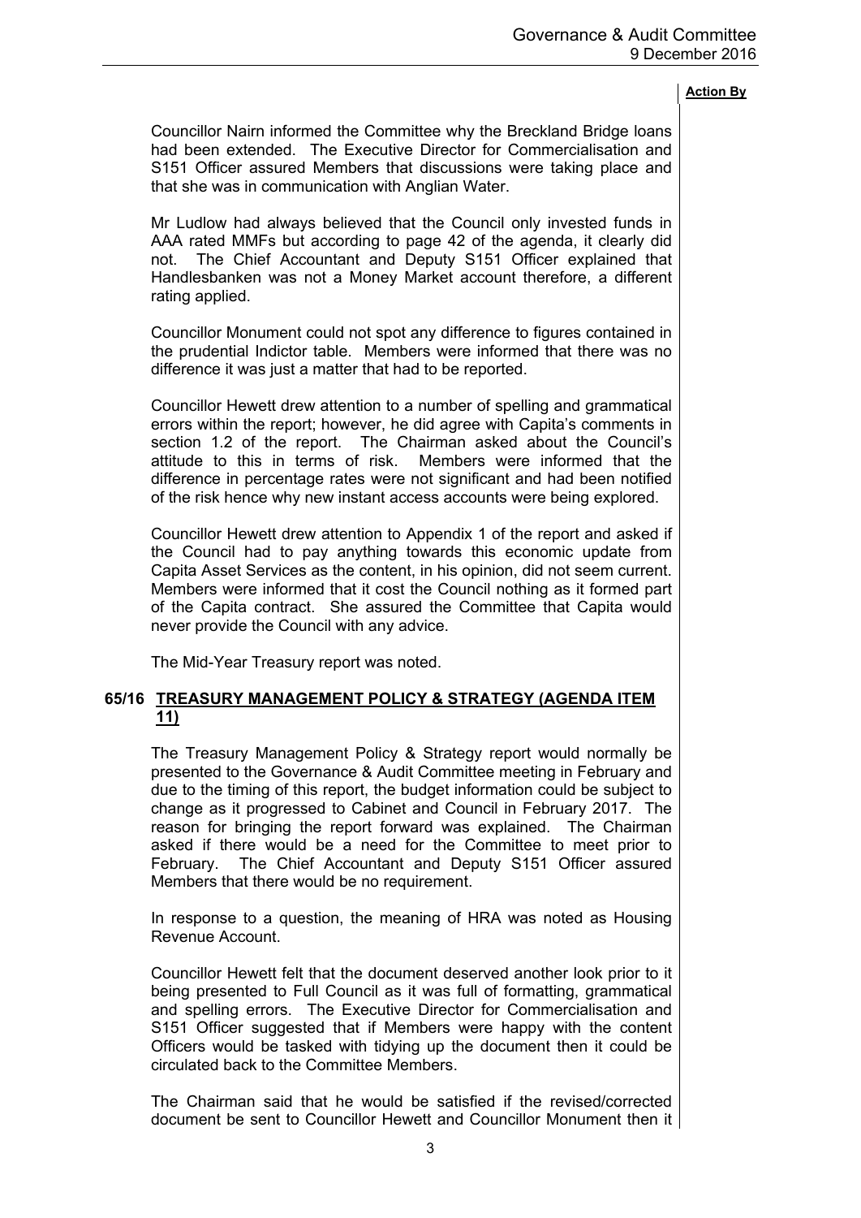**Action By**

Councillor Nairn informed the Committee why the Breckland Bridge loans had been extended. The Executive Director for Commercialisation and S151 Officer assured Members that discussions were taking place and that she was in communication with Anglian Water.

Mr Ludlow had always believed that the Council only invested funds in AAA rated MMFs but according to page 42 of the agenda, it clearly did not. The Chief Accountant and Deputy S151 Officer explained that Handlesbanken was not a Money Market account therefore, a different rating applied.

Councillor Monument could not spot any difference to figures contained in the prudential Indictor table. Members were informed that there was no difference it was just a matter that had to be reported.

Councillor Hewett drew attention to a number of spelling and grammatical errors within the report; however, he did agree with Capita's comments in section 1.2 of the report. The Chairman asked about the Council's attitude to this in terms of risk. Members were informed that the difference in percentage rates were not significant and had been notified of the risk hence why new instant access accounts were being explored.

Councillor Hewett drew attention to Appendix 1 of the report and asked if the Council had to pay anything towards this economic update from Capita Asset Services as the content, in his opinion, did not seem current. Members were informed that it cost the Council nothing as it formed part of the Capita contract. She assured the Committee that Capita would never provide the Council with any advice.

The Mid-Year Treasury report was noted.

## 65/16 TREASURY MANAGEMENT POLICY & STRATEGY (AGENDA ITEM 11)

The Treasury Management Policy & Strategy report would normally be presented to the Governance & Audit Committee meeting in February and due to the timing of this report, the budget information could be subject to change as it progressed to Cabinet and Council in February 2017. The reason for bringing the report forward was explained. The Chairman asked if there would be a need for the Committee to meet prior to February. The Chief Accountant and Deputy S151 Officer assured Members that there would be no requirement.

In response to a question, the meaning of HRA was noted as Housing Revenue Account.

Councillor Hewett felt that the document deserved another look prior to it being presented to Full Council as it was full of formatting, grammatical and spelling errors. The Executive Director for Commercialisation and S151 Officer suggested that if Members were happy with the content Officers would be tasked with tidying up the document then it could be circulated back to the Committee Members.

The Chairman said that he would be satisfied if the revised/corrected document be sent to Councillor Hewett and Councillor Monument then it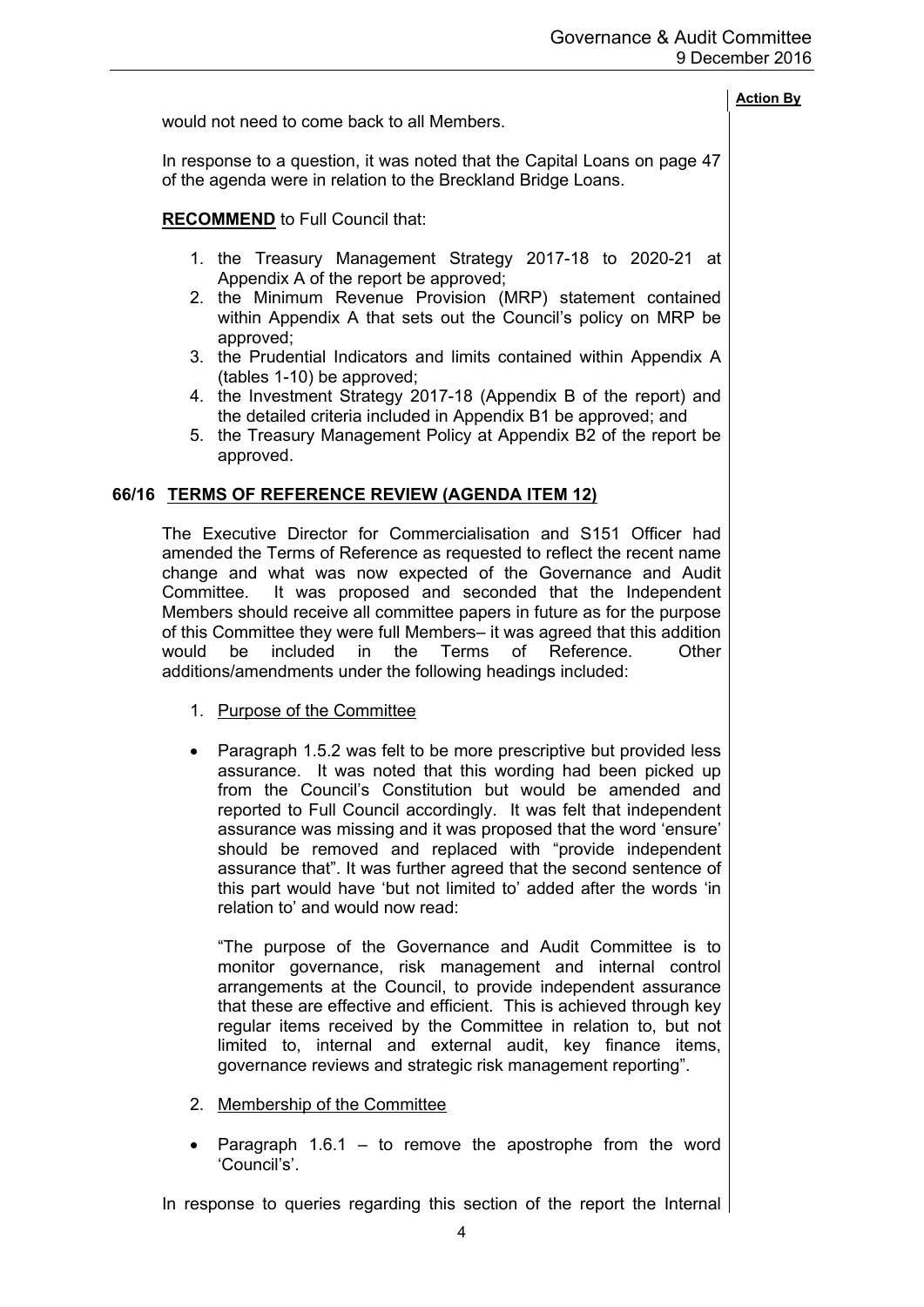would not need to come back to all Members.

In response to a question, it was noted that the Capital Loans on page 47 of the agenda were in relation to the Breckland Bridge Loans.

**RECOMMEND** to Full Council that:

1. the Treasury Management Strategy 2017-18 to 2020-21 at Appendix A of the report be approved;
2. the Minimum Revenue Provision (MRP) statement contained within Appendix A that sets out the Council's policy on MRP be approved;
3. the Prudential Indicators and limits contained within Appendix A (tables 1-10) be approved;
4. the Investment Strategy 2017-18 (Appendix B of the report) and the detailed criteria included in Appendix B1 be approved; and
5. the Treasury Management Policy at Appendix B2 of the report be approved.

## 66/16 TERMS OF REFERENCE REVIEW (AGENDA ITEM 12)

The Executive Director for Commercialisation and S151 Officer had amended the Terms of Reference as requested to reflect the recent name change and what was now expected of the Governance and Audit Committee. It was proposed and seconded that the Independent Members should receive all committee papers in future as for the purpose of this Committee they were full Members– it was agreed that this addition would be included in the Terms of Reference. Other additions/amendments under the following headings included:

1. Purpose of the Committee

- Paragraph 1.5.2 was felt to be more prescriptive but provided less assurance. It was noted that this wording had been picked up from the Council's Constitution but would be amended and reported to Full Council accordingly. It was felt that independent assurance was missing and it was proposed that the word 'ensure' should be removed and replaced with "provide independent assurance that". It was further agreed that the second sentence of this part would have 'but not limited to' added after the words 'in relation to' and would now read:

  "The purpose of the Governance and Audit Committee is to monitor governance, risk management and internal control arrangements at the Council, to provide independent assurance that these are effective and efficient. This is achieved through key regular items received by the Committee in relation to, but not limited to, internal and external audit, key finance items, governance reviews and strategic risk management reporting".

2. Membership of the Committee

- Paragraph 1.6.1 – to remove the apostrophe from the word 'Council's'.

In response to queries regarding this section of the report the Internal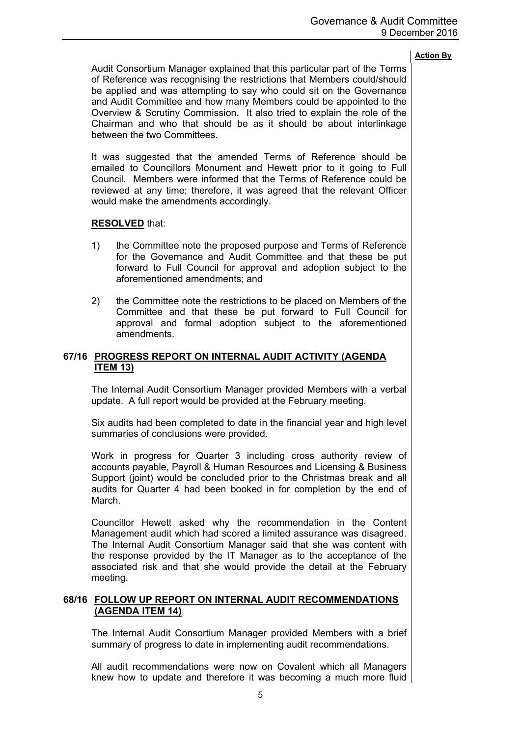**Action By**

Audit Consortium Manager explained that this particular part of the Terms of Reference was recognising the restrictions that Members could/should be applied and was attempting to say who could sit on the Governance and Audit Committee and how many Members could be appointed to the Overview & Scrutiny Commission. It also tried to explain the role of the Chairman and who that should be as it should be about interlinkage between the two Committees.

It was suggested that the amended Terms of Reference should be emailed to Councillors Monument and Hewett prior to it going to Full Council. Members were informed that the Terms of Reference could be reviewed at any time; therefore, it was agreed that the relevant Officer would make the amendments accordingly.

**RESOLVED** that:

1) the Committee note the proposed purpose and Terms of Reference for the Governance and Audit Committee and that these be put forward to Full Council for approval and adoption subject to the aforementioned amendments; and

2) the Committee note the restrictions to be placed on Members of the Committee and that these be put forward to Full Council for approval and formal adoption subject to the aforementioned amendments.

## 67/16 PROGRESS REPORT ON INTERNAL AUDIT ACTIVITY (AGENDA ITEM 13)

The Internal Audit Consortium Manager provided Members with a verbal update. A full report would be provided at the February meeting.

Six audits had been completed to date in the financial year and high level summaries of conclusions were provided.

Work in progress for Quarter 3 including cross authority review of accounts payable, Payroll & Human Resources and Licensing & Business Support (joint) would be concluded prior to the Christmas break and all audits for Quarter 4 had been booked in for completion by the end of March.

Councillor Hewett asked why the recommendation in the Content Management audit which had scored a limited assurance was disagreed. The Internal Audit Consortium Manager said that she was content with the response provided by the IT Manager as to the acceptance of the associated risk and that she would provide the detail at the February meeting.

## 68/16 FOLLOW UP REPORT ON INTERNAL AUDIT RECOMMENDATIONS (AGENDA ITEM 14)

The Internal Audit Consortium Manager provided Members with a brief summary of progress to date in implementing audit recommendations.

All audit recommendations were now on Covalent which all Managers knew how to update and therefore it was becoming a much more fluid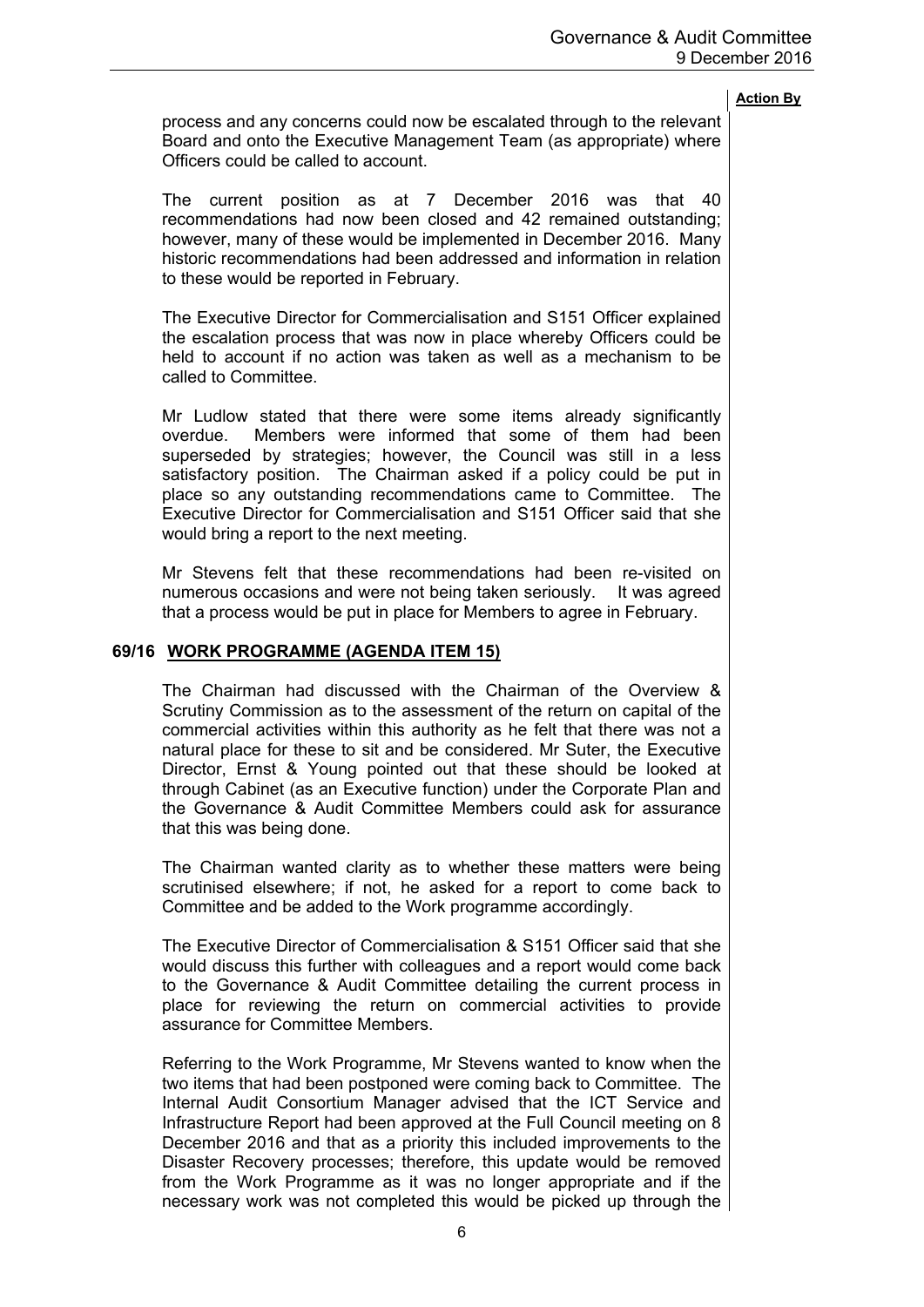**Action By**

process and any concerns could now be escalated through to the relevant Board and onto the Executive Management Team (as appropriate) where Officers could be called to account.

The current position as at 7 December 2016 was that 40 recommendations had now been closed and 42 remained outstanding; however, many of these would be implemented in December 2016. Many historic recommendations had been addressed and information in relation to these would be reported in February.

The Executive Director for Commercialisation and S151 Officer explained the escalation process that was now in place whereby Officers could be held to account if no action was taken as well as a mechanism to be called to Committee.

Mr Ludlow stated that there were some items already significantly overdue. Members were informed that some of them had been superseded by strategies; however, the Council was still in a less satisfactory position. The Chairman asked if a policy could be put in place so any outstanding recommendations came to Committee. The Executive Director for Commercialisation and S151 Officer said that she would bring a report to the next meeting.

Mr Stevens felt that these recommendations had been re-visited on numerous occasions and were not being taken seriously. It was agreed that a process would be put in place for Members to agree in February.

## 69/16 WORK PROGRAMME (AGENDA ITEM 15)

The Chairman had discussed with the Chairman of the Overview & Scrutiny Commission as to the assessment of the return on capital of the commercial activities within this authority as he felt that there was not a natural place for these to sit and be considered. Mr Suter, the Executive Director, Ernst & Young pointed out that these should be looked at through Cabinet (as an Executive function) under the Corporate Plan and the Governance & Audit Committee Members could ask for assurance that this was being done.

The Chairman wanted clarity as to whether these matters were being scrutinised elsewhere; if not, he asked for a report to come back to Committee and be added to the Work programme accordingly.

The Executive Director of Commercialisation & S151 Officer said that she would discuss this further with colleagues and a report would come back to the Governance & Audit Committee detailing the current process in place for reviewing the return on commercial activities to provide assurance for Committee Members.

Referring to the Work Programme, Mr Stevens wanted to know when the two items that had been postponed were coming back to Committee. The Internal Audit Consortium Manager advised that the ICT Service and Infrastructure Report had been approved at the Full Council meeting on 8 December 2016 and that as a priority this included improvements to the Disaster Recovery processes; therefore, this update would be removed from the Work Programme as it was no longer appropriate and if the necessary work was not completed this would be picked up through the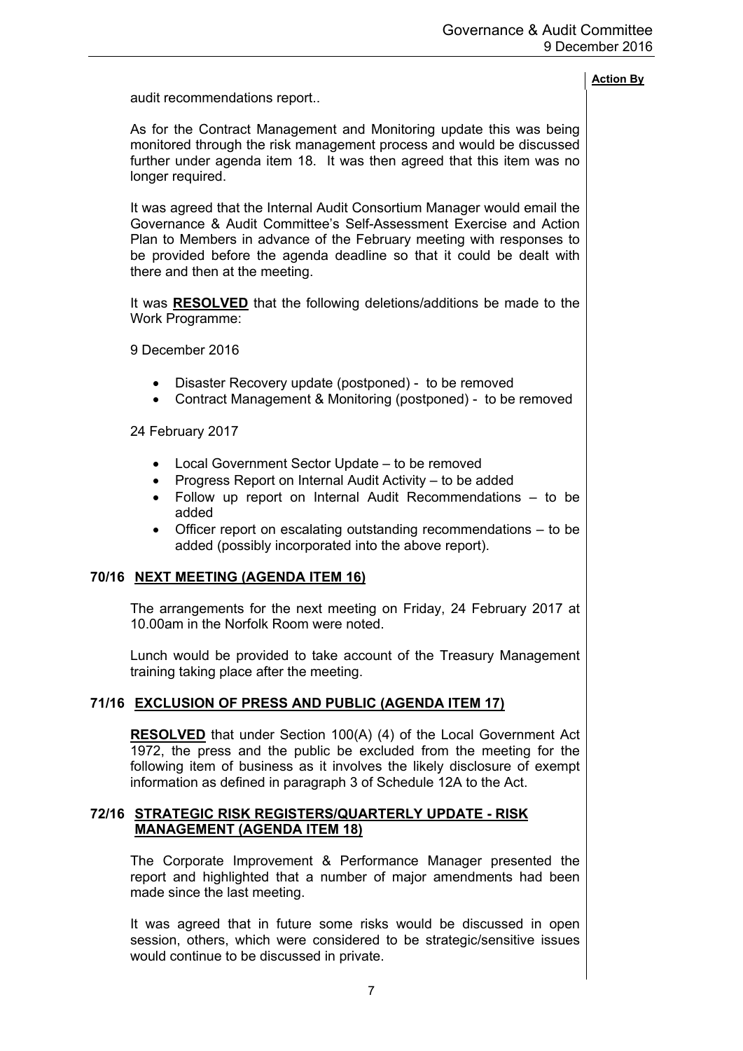**Action By**

audit recommendations report..

As for the Contract Management and Monitoring update this was being monitored through the risk management process and would be discussed further under agenda item 18. It was then agreed that this item was no longer required.

It was agreed that the Internal Audit Consortium Manager would email the Governance & Audit Committee's Self-Assessment Exercise and Action Plan to Members in advance of the February meeting with responses to be provided before the agenda deadline so that it could be dealt with there and then at the meeting.

It was **RESOLVED** that the following deletions/additions be made to the Work Programme:

9 December 2016

- Disaster Recovery update (postponed) - to be removed
- Contract Management & Monitoring (postponed) - to be removed

24 February 2017

- Local Government Sector Update – to be removed
- Progress Report on Internal Audit Activity – to be added
- Follow up report on Internal Audit Recommendations – to be added
- Officer report on escalating outstanding recommendations – to be added (possibly incorporated into the above report).

## 70/16 NEXT MEETING (AGENDA ITEM 16)

The arrangements for the next meeting on Friday, 24 February 2017 at 10.00am in the Norfolk Room were noted.

Lunch would be provided to take account of the Treasury Management training taking place after the meeting.

## 71/16 EXCLUSION OF PRESS AND PUBLIC (AGENDA ITEM 17)

**RESOLVED** that under Section 100(A) (4) of the Local Government Act 1972, the press and the public be excluded from the meeting for the following item of business as it involves the likely disclosure of exempt information as defined in paragraph 3 of Schedule 12A to the Act.

## 72/16 STRATEGIC RISK REGISTERS/QUARTERLY UPDATE - RISK MANAGEMENT (AGENDA ITEM 18)

The Corporate Improvement & Performance Manager presented the report and highlighted that a number of major amendments had been made since the last meeting.

It was agreed that in future some risks would be discussed in open session, others, which were considered to be strategic/sensitive issues would continue to be discussed in private.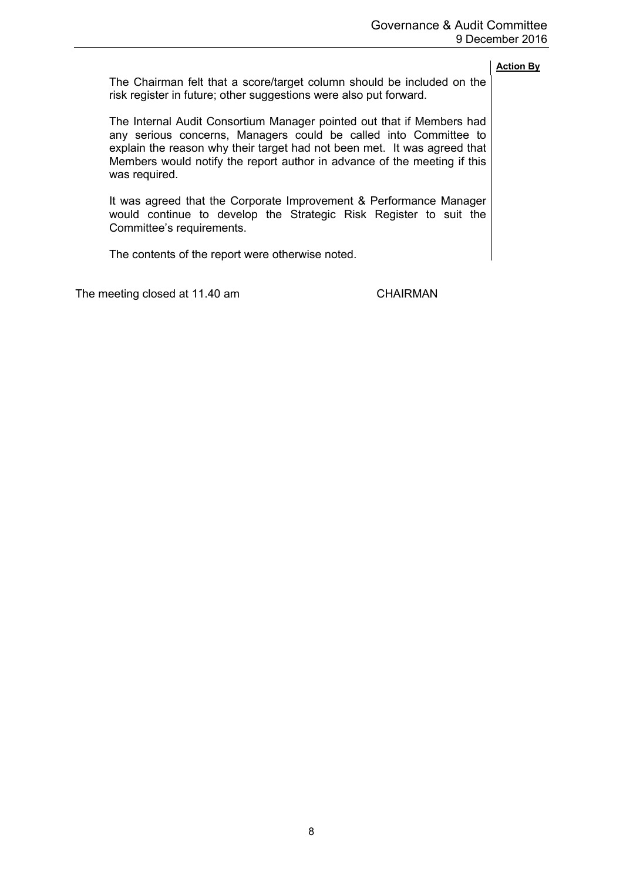**Action By**

The Chairman felt that a score/target column should be included on the risk register in future; other suggestions were also put forward.

The Internal Audit Consortium Manager pointed out that if Members had any serious concerns, Managers could be called into Committee to explain the reason why their target had not been met. It was agreed that Members would notify the report author in advance of the meeting if this was required.

It was agreed that the Corporate Improvement & Performance Manager would continue to develop the Strategic Risk Register to suit the Committee's requirements.

The contents of the report were otherwise noted.

The meeting closed at 11.40 am CHAIRMAN